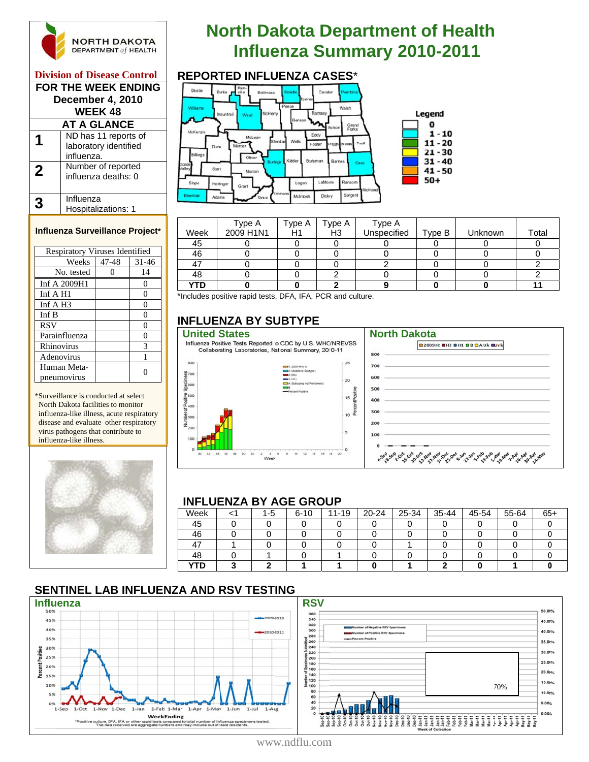NORTH DAKOTA DEPARTMENT of HEALTH

# North Dakota Department of Health Influenza Summary 2010-2011

**Division of Disease Control**

**FOR THE WEEK ENDING December 4, 2010 WEEK 48**

**AT A GLANCE**

| | |
|---|---|
| 1 | ND has 11 reports of laboratory identified influenza. |
| 2 | Number of reported influenza deaths: 0 |
| 3 | Influenza Hospitalizations: 1 |

**Influenza Surveillance Project***

| Respiratory Viruses Identified | | |
|---|---|---|
| Weeks | 47-48 | 31-46 |
| No. tested | 0 | 14 |
| Inf A 2009H1 | | 0 |
| Inf A H1 | | 0 |
| Inf A H3 | | 0 |
| Inf B | | 0 |
| RSV | | 0 |
| Parainfluenza | | 0 |
| Rhinovirus | | 3 |
| Adenovirus | | 1 |
| Human Meta-pneumovirus | | 0 |

*Surveillance is conducted at select North Dakota facilities to monitor influenza-like illness, acute respiratory disease and evaluate other respiratory virus pathogens that contribute to influenza-like illness.

## REPORTED INFLUENZA CASES*

Divide, Burke, Renville, Bottineau, Rolette, Towner, Cavalier, Pembina, Williams, Mountrail, Ward, McHenry, Pierce, Benson, Ramsey, Walsh, Nelson, Grand Forks, McKenzie, McLean, Sheridan, Wells, Eddy, Foster, Griggs, Steele, Traill, Dunn, Mercer, Oliver, Burleigh, Kidder, Stutsman, Barnes, Cass, Billings, Golden Valley, Stark, Morton, Slope, Hettinger, Grant, Logan, LaMoure, Ransom, Richland, Bowman, Adams, Sioux, Emmons, McIntosh, Dickey, Sargent

Legend
0
1 - 10
11 - 20
21 - 30
31 - 40
41 - 50
50+

| Week | Type A 2009 H1N1 | Type A H1 | Type A H3 | Type A Unspecified | Type B | Unknown | Total |
|---|---|---|---|---|---|---|---|
| 45 | 0 | 0 | 0 | 0 | 0 | 0 | 0 |
| 46 | 0 | 0 | 0 | 0 | 0 | 0 | 0 |
| 47 | 0 | 0 | 0 | 2 | 0 | 0 | 2 |
| 48 | 0 | 0 | 2 | 0 | 0 | 0 | 2 |
| **YTD** | **0** | **0** | **2** | **9** | **0** | **0** | **11** |

*Includes positive rapid tests, DFA, IFA, PCR and culture.

## INFLUENZA BY SUBTYPE

**United States**

Influenza Positive Tests Reported to CDC by U.S. WHO/NREVSS Collaborating Laboratories, National Summary, 2010-11

A (2009 H1N1)
A (Unable to Subtype)
A (H3)
A (H1)
A (Subtyping not Performed)
B
Percent Positive

Number of Positive Specimens
Percent Positive
Week

**North Dakota**

2009H, H3, H1, B, A Uk, Unk

4-Sep, 18-Sep, 2-Oct, 16-Oct, 30-Oct, 13-Nov, 27-Nov, 11-Dec, 25-Dec, 8-Jan, 22-Jan, 5-Feb, 19-Feb, 5-Mar, 19-Mar, 2-Apr, 16-Apr, 30-Apr, 14-May

## INFLUENZA BY AGE GROUP

| Week | <1 | 1-5 | 6-10 | 11-19 | 20-24 | 25-34 | 35-44 | 45-54 | 55-64 | 65+ |
|---|---|---|---|---|---|---|---|---|---|---|
| 45 | 0 | 0 | 0 | 0 | 0 | 0 | 0 | 0 | 0 | 0 |
| 46 | 0 | 0 | 0 | 0 | 0 | 0 | 0 | 0 | 0 | 0 |
| 47 | 1 | 0 | 0 | 0 | 0 | 1 | 0 | 0 | 0 | 0 |
| 48 | 0 | 1 | 0 | 1 | 0 | 0 | 0 | 0 | 0 | 0 |
| **YTD** | **3** | **2** | **1** | **1** | **0** | **1** | **2** | **0** | **1** | **0** |

## SENTINEL LAB INFLUENZA AND RSV TESTING

**Influenza**

2009-2010
2010-2011

Percent Positive

Week Ending

*Positive culture, DFA, IFA or other rapid tests compared to total number of Influenza specimens tested. The data received are aggregate numbers and may include out of state residents.

**RSV**

Number of Negative RSV Specimens
Number of Positive RSV Specimens
Percent Positive

Number of Specimens Submitted

70%

Week of Collection

www.ndflu.com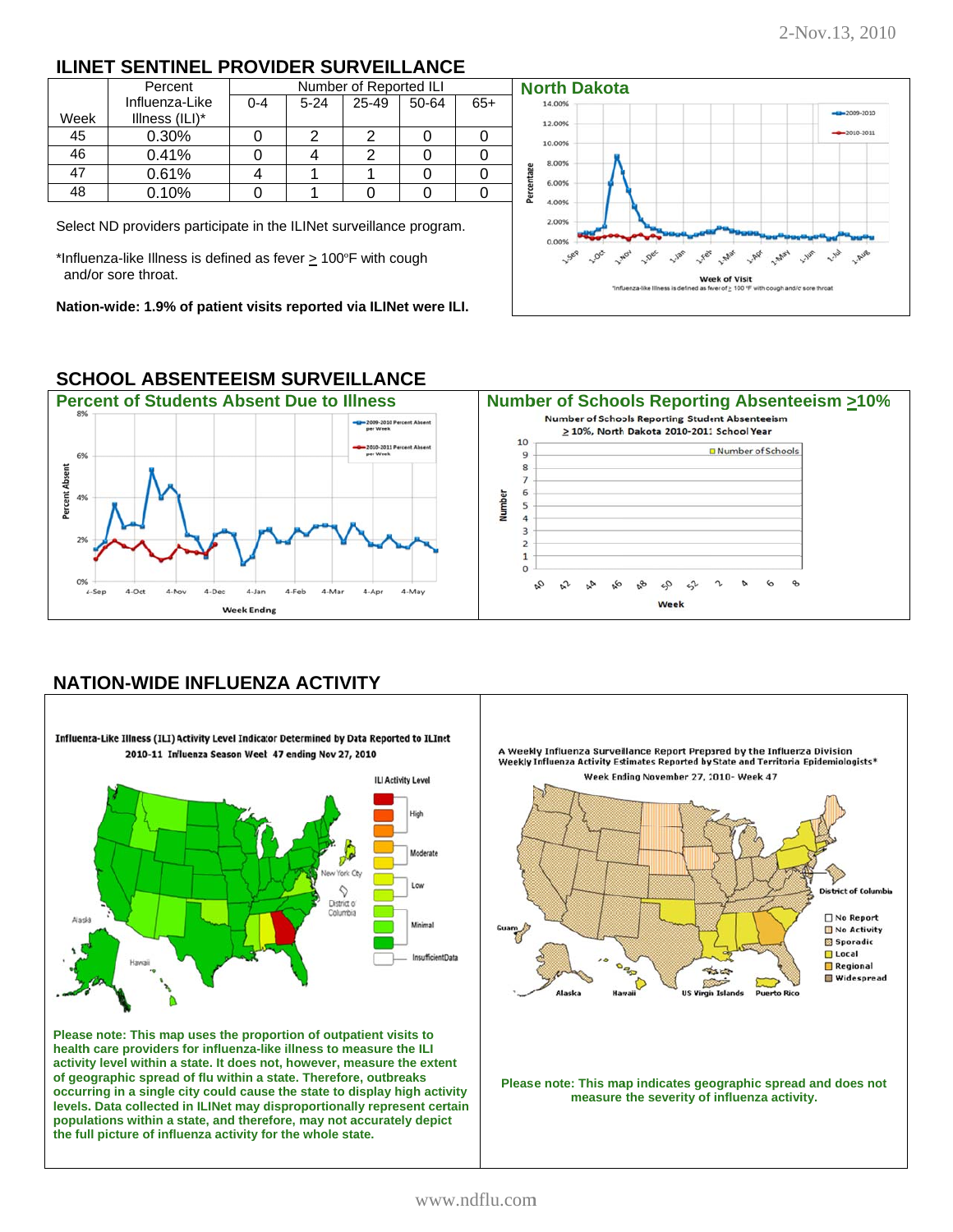2-Nov.13, 2010

## ILINET SENTINEL PROVIDER SURVEILLANCE

| Week | Percent Influenza-Like Illness (ILI)* | Number of Reported ILI | | | | |
|---|---|---|---|---|---|---|
| | | 0-4 | 5-24 | 25-49 | 50-64 | 65+ |
| 45 | 0.30% | 0 | 2 | 2 | 0 | 0 |
| 46 | 0.41% | 0 | 4 | 2 | 0 | 0 |
| 47 | 0.61% | 4 | 1 | 1 | 0 | 0 |
| 48 | 0.10% | 0 | 1 | 0 | 0 | 0 |

Select ND providers participate in the ILINet surveillance program.

*Influenza-like Illness is defined as fever ≥ 100°F with cough and/or sore throat.

**Nation-wide: 1.9% of patient visits reported via ILINet were ILI.**

**North Dakota**

Percentage

14.00%
12.00%
10.00%
8.00%
6.00%
4.00%
2.00%
0.00%

2009-2010
2010-2011

1-Sep 1-Oct 1-Nov 1-Dec 1-Jan 1-Feb 1-Mar 1-Apr 1-May 1-Jun 1-Jul 1-Aug

Week of Visit

*Influenza-like Illness is defined as fever of ≥ 100 °F with cough and/or sore throat

## SCHOOL ABSENTEEISM SURVEILLANCE

**Percent of Students Absent Due to Illness**

Percent Absent

8%
6%
4%
2%
0%

2009-2010 Percent Absent per Week
2010-2011 Percent Absent per Week

4-Sep 4-Oct 4-Nov 4-Dec 4-Jan 4-Feb 4-Mar 4-Apr 4-May

Week Ending

**Number of Schools Reporting Absenteeism ≥10%**

Number of Schools Reporting Student Absenteeism ≥ 10%, North Dakota 2010-2011 School Year

Number

10
9
8
7
6
5
4
3
2
1
0

Number of Schools

40 42 44 46 48 50 52 2 4 6 8

Week

## NATION-WIDE INFLUENZA ACTIVITY

Influenza-Like Illness (ILI) Activity Level Indicator Determined by Data Reported to ILINet
2010-11 Influenza Season Week 47 ending Nov 27, 2010

ILI Activity Level
High
Moderate
Low
Minimal
Insufficient Data

New York City
District of Columbia
Alaska
Hawaii

**Please note: This map uses the proportion of outpatient visits to health care providers for influenza-like illness to measure the ILI activity level within a state. It does not, however, measure the extent of geographic spread of flu within a state. Therefore, outbreaks occurring in a single city could cause the state to display high activity levels. Data collected in ILINet may disproportionally represent certain populations within a state, and therefore, may not accurately depict the full picture of influenza activity for the whole state.**

A Weekly Influenza Surveillance Report Prepared by the Influenza Division
Weekly Influenza Activity Estimates Reported by State and Territorial Epidemiologists*
Week Ending November 27, 2010- Week 47

District of Columbia
No Report
No Activity
Sporadic
Local
Regional
Widespread

Guam
Alaska
Hawaii
US Virgin Islands
Puerto Rico

**Please note: This map indicates geographic spread and does not measure the severity of influenza activity.**

www.ndflu.com